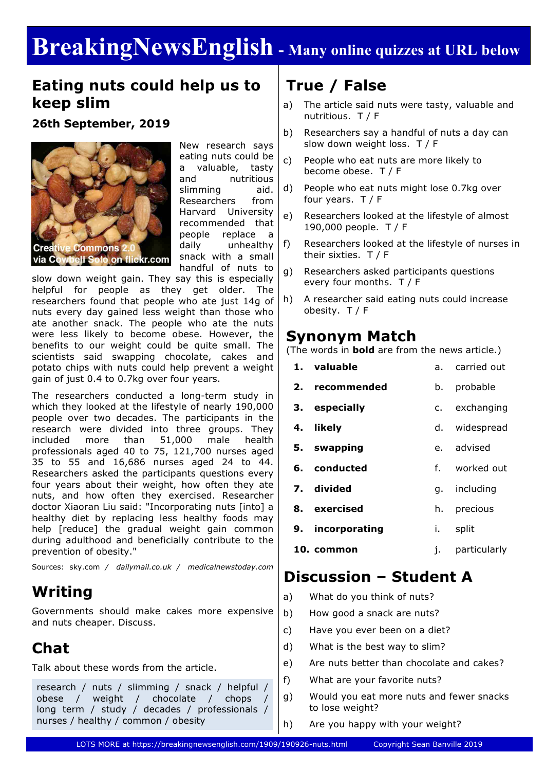# BreakingNewsEnglish - Many online quizzes at URL below

## Eating nuts could help us to keep slim

### 26th September, 2019

Creative Commons 2.0 via Cowbell Solo on flickr.com

New research says eating nuts could be a valuable, tasty and nutritious slimming aid. Researchers from Harvard University recommended that people replace a daily unhealthy snack with a small handful of nuts to slow down weight gain. They say this is especially helpful for people as they get older. The researchers found that people who ate just 14g of nuts every day gained less weight than those who ate another snack. The people who ate the nuts were less likely to become obese. However, the benefits to our weight could be quite small. The scientists said swapping chocolate, cakes and potato chips with nuts could help prevent a weight gain of just 0.4 to 0.7kg over four years.

The researchers conducted a long-term study in which they looked at the lifestyle of nearly 190,000 people over two decades. The participants in the research were divided into three groups. They included more than 51,000 male health professionals aged 40 to 75, 121,700 nurses aged 35 to 55 and 16,686 nurses aged 24 to 44. Researchers asked the participants questions every four years about their weight, how often they ate nuts, and how often they exercised. Researcher doctor Xiaoran Liu said: "Incorporating nuts [into] a healthy diet by replacing less healthy foods may help [reduce] the gradual weight gain common during adulthood and beneficially contribute to the prevention of obesity."

Sources: sky.com / *dailymail.co.uk* / *medicalnewstoday.com*

## Writing

Governments should make cakes more expensive and nuts cheaper. Discuss.

## Chat

Talk about these words from the article.

research / nuts / slimming / snack / helpful / obese / weight / chocolate / chops / long term / study / decades / professionals / nurses / healthy / common / obesity

## True / False

a) The article said nuts were tasty, valuable and nutritious. T / F

b) Researchers say a handful of nuts a day can slow down weight loss. T / F

c) People who eat nuts are more likely to become obese. T / F

d) People who eat nuts might lose 0.7kg over four years. T / F

e) Researchers looked at the lifestyle of almost 190,000 people. T / F

f) Researchers looked at the lifestyle of nurses in their sixties. T / F

g) Researchers asked participants questions every four months. T / F

h) A researcher said eating nuts could increase obesity. T / F

## Synonym Match

(The words in **bold** are from the news article.)

| | | | |
|---|---|---|---|
| 1. | **valuable** | a. | carried out |
| 2. | **recommended** | b. | probable |
| 3. | **especially** | c. | exchanging |
| 4. | **likely** | d. | widespread |
| 5. | **swapping** | e. | advised |
| 6. | **conducted** | f. | worked out |
| 7. | **divided** | g. | including |
| 8. | **exercised** | h. | precious |
| 9. | **incorporating** | i. | split |
| 10. | **common** | j. | particularly |

## Discussion – Student A

a) What do you think of nuts?

b) How good a snack are nuts?

c) Have you ever been on a diet?

d) What is the best way to slim?

e) Are nuts better than chocolate and cakes?

f) What are your favorite nuts?

g) Would you eat more nuts and fewer snacks to lose weight?

h) Are you happy with your weight?

LOTS MORE at https://breakingnewsenglish.com/1909/190926-nuts.html Copyright Sean Banville 2019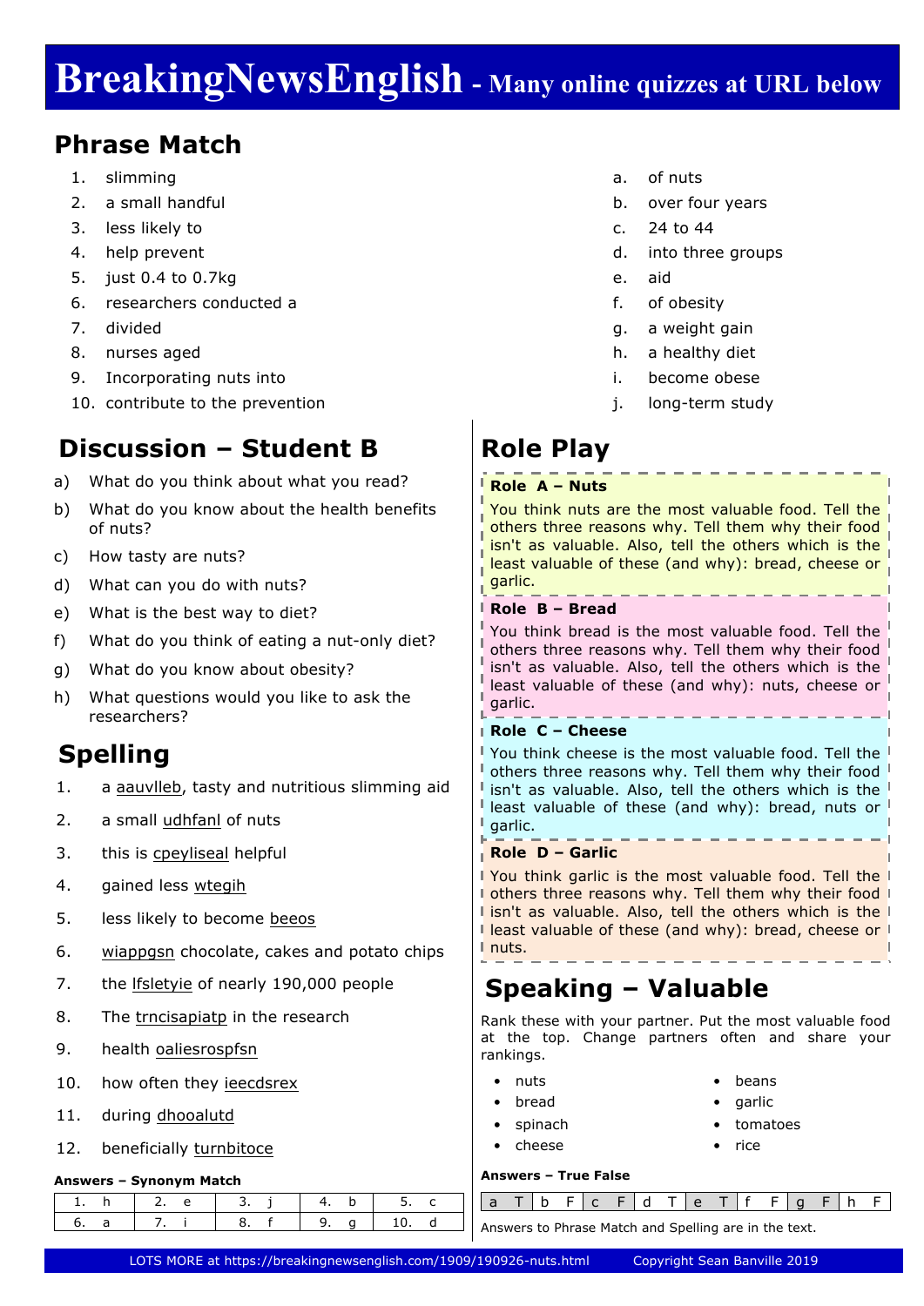# BreakingNewsEnglish - Many online quizzes at URL below

## Phrase Match

1. slimming
2. a small handful
3. less likely to
4. help prevent
5. just 0.4 to 0.7kg
6. researchers conducted a
7. divided
8. nurses aged
9. Incorporating nuts into
10. contribute to the prevention

a. of nuts
b. over four years
c. 24 to 44
d. into three groups
e. aid
f. of obesity
g. a weight gain
h. a healthy diet
i. become obese
j. long-term study

## Discussion – Student B

a) What do you think about what you read?
b) What do you know about the health benefits of nuts?
c) How tasty are nuts?
d) What can you do with nuts?
e) What is the best way to diet?
f) What do you think of eating a nut-only diet?
g) What do you know about obesity?
h) What questions would you like to ask the researchers?

## Spelling

1. a aauvlleb, tasty and nutritious slimming aid
2. a small udhfanl of nuts
3. this is cpeyliseal helpful
4. gained less wtegih
5. less likely to become beeos
6. wiappgsn chocolate, cakes and potato chips
7. the lfsletyie of nearly 190,000 people
8. The trncisapiatp in the research
9. health oaliesrospfsn
10. how often they ieecdsrex
11. during dhooalutd
12. beneficially turnbitoce

**Answers – Synonym Match**

| | | | | |
|---|---|---|---|---|
| 1. h | 2. e | 3. j | 4. b | 5. c |
| 6. a | 7. i | 8. f | 9. g | 10. d |

## Role Play

**Role A – Nuts**

You think nuts are the most valuable food. Tell the others three reasons why. Tell them why their food isn't as valuable. Also, tell the others which is the least valuable of these (and why): bread, cheese or garlic.

**Role B – Bread**

You think bread is the most valuable food. Tell the others three reasons why. Tell them why their food isn't as valuable. Also, tell the others which is the least valuable of these (and why): nuts, cheese or garlic.

**Role C – Cheese**

You think cheese is the most valuable food. Tell the others three reasons why. Tell them why their food isn't as valuable. Also, tell the others which is the least valuable of these (and why): bread, nuts or garlic.

**Role D – Garlic**

You think garlic is the most valuable food. Tell the others three reasons why. Tell them why their food isn't as valuable. Also, tell the others which is the least valuable of these (and why): bread, cheese or nuts.

## Speaking – Valuable

Rank these with your partner. Put the most valuable food at the top. Change partners often and share your rankings.

- nuts
- bread
- spinach
- cheese
- beans
- garlic
- tomatoes
- rice

**Answers – True False**

| | | | | | | | | | | | | | | | |
|---|---|---|---|---|---|---|---|---|---|---|---|---|---|---|---|
| a | T | b | F | c | F | d | T | e | T | f | F | g | F | h | F |

Answers to Phrase Match and Spelling are in the text.

LOTS MORE at https://breakingnewsenglish.com/1909/190926-nuts.html Copyright Sean Banville 2019